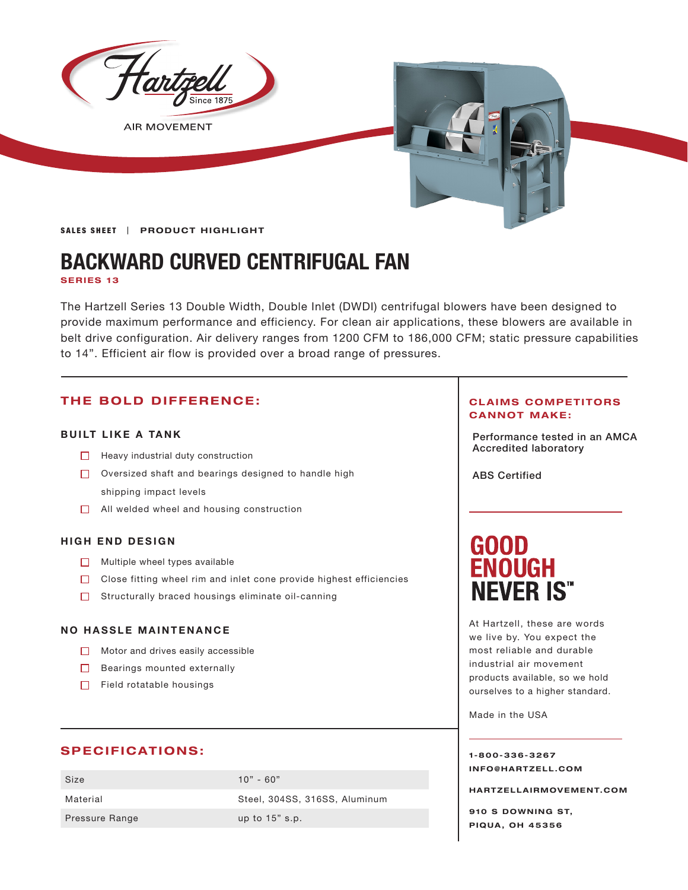Hartzell
Since 1875
AIR MOVEMENT

SALES SHEET | PRODUCT HIGHLIGHT

# BACKWARD CURVED CENTRIFUGAL FAN

**SERIES 13**

The Hartzell Series 13 Double Width, Double Inlet (DWDI) centrifugal blowers have been designed to provide maximum performance and efficiency. For clean air applications, these blowers are available in belt drive configuration. Air delivery ranges from 1200 CFM to 186,000 CFM; static pressure capabilities to 14”. Efficient air flow is provided over a broad range of pressures.

## THE BOLD DIFFERENCE:

### BUILT LIKE A TANK

- Heavy industrial duty construction
- Oversized shaft and bearings designed to handle high shipping impact levels
- All welded wheel and housing construction

### HIGH END DESIGN

- Multiple wheel types available
- Close fitting wheel rim and inlet cone provide highest efficiencies
- Structurally braced housings eliminate oil-canning

### NO HASSLE MAINTENANCE

- Motor and drives easily accessible
- Bearings mounted externally
- Field rotatable housings

## SPECIFICATIONS:

| | |
|---|---|
| Size | 10” - 60” |
| Material | Steel, 304SS, 316SS, Aluminum |
| Pressure Range | up to 15” s.p. |

## CLAIMS COMPETITORS CANNOT MAKE:

Performance tested in an AMCA Accredited laboratory

ABS Certified

## GOOD ENOUGH NEVER IS™

At Hartzell, these are words we live by. You expect the most reliable and durable industrial air movement products available, so we hold ourselves to a higher standard.

Made in the USA

**1-800-336-3267**
**INFO@HARTZELL.COM**

**HARTZELLAIRMOVEMENT.COM**

**910 S DOWNING ST,**
**PIQUA, OH 45356**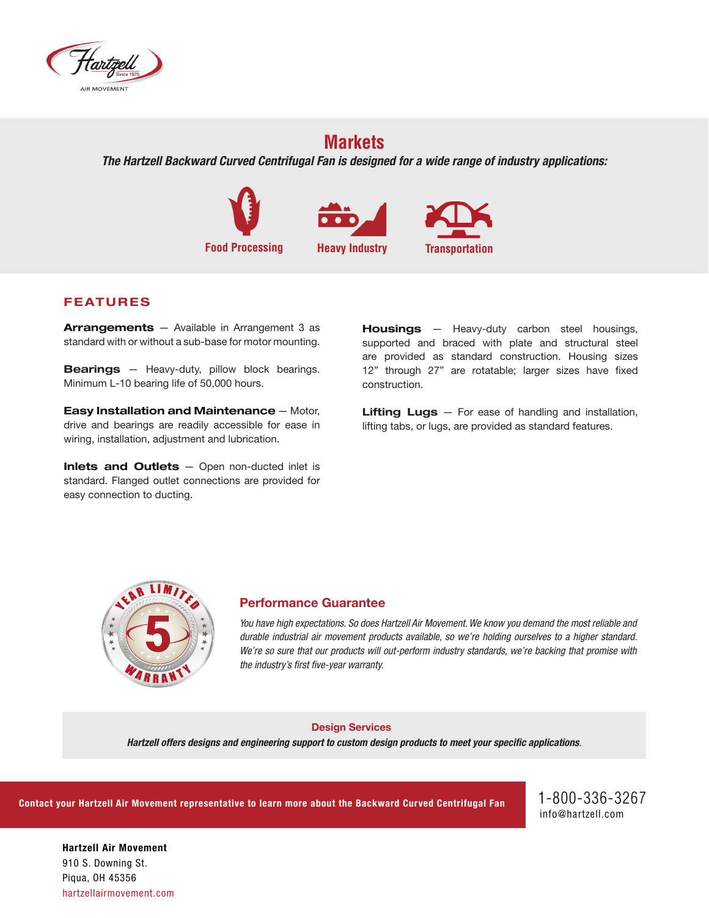## Markets

***The Hartzell Backward Curved Centrifugal Fan is designed for a wide range of industry applications:***

Food Processing

Heavy Industry

Transportation

## FEATURES

**Arrangements** — Available in Arrangement 3 as standard with or without a sub-base for motor mounting.

**Bearings** — Heavy-duty, pillow block bearings. Minimum L-10 bearing life of 50,000 hours.

**Easy Installation and Maintenance** — Motor, drive and bearings are readily accessible for ease in wiring, installation, adjustment and lubrication.

**Inlets and Outlets** — Open non-ducted inlet is standard. Flanged outlet connections are provided for easy connection to ducting.

**Housings** — Heavy-duty carbon steel housings, supported and braced with plate and structural steel are provided as standard construction. Housing sizes 12" through 27" are rotatable; larger sizes have fixed construction.

**Lifting Lugs** — For ease of handling and installation, lifting tabs, or lugs, are provided as standard features.

### Performance Guarantee

*You have high expectations. So does Hartzell Air Movement. We know you demand the most reliable and durable industrial air movement products available, so we're holding ourselves to a higher standard. We're so sure that our products will out-perform industry standards, we're backing that promise with the industry's first five-year warranty.*

### Design Services

***Hartzell offers designs and engineering support to custom design products to meet your specific applications.***

**Contact your Hartzell Air Movement representative to learn more about the Backward Curved Centrifugal Fan**

1-800-336-3267
info@hartzell.com

**Hartzell Air Movement**
910 S. Downing St.
Piqua, OH 45356
hartzellairmovement.com